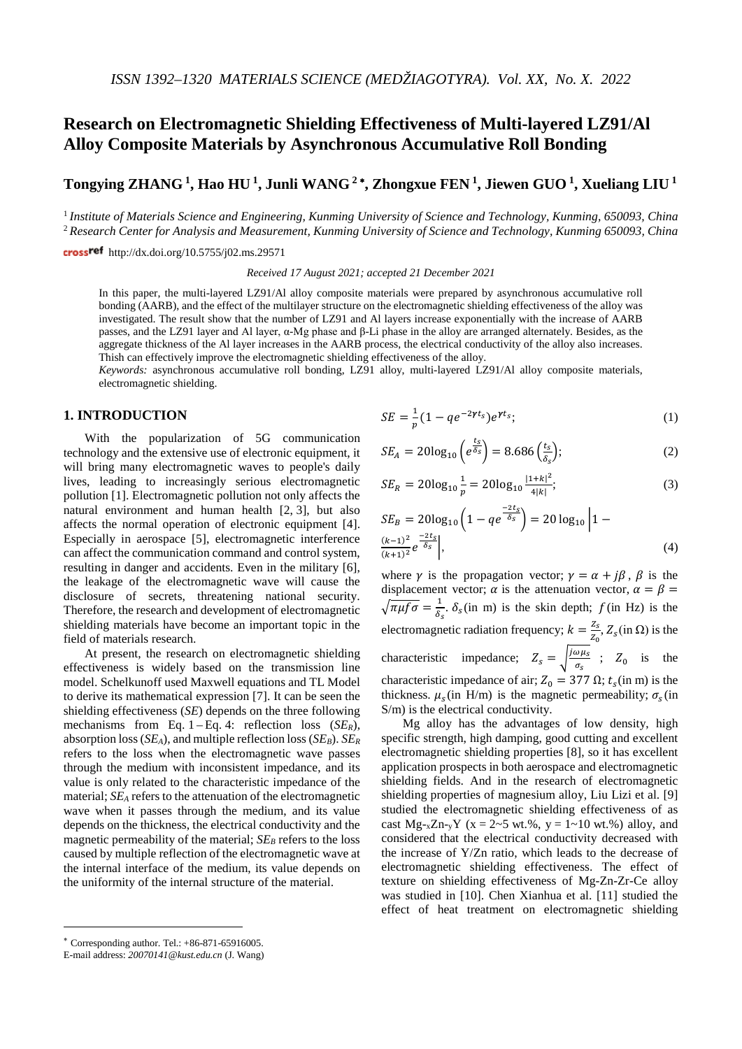# Research on Electromagnetic Shielding Effectiveness of Multi-layered LZ91/Al Alloy Composite Materials by Asynchronous Accumulative Roll Bonding

**Tongying ZHANG [1], Hao HU [1], Junli WANG [2]*, Zhongxue FEN [1], Jiewen GUO [1], Xueliang LIU [1]**

[1] *Institute of Materials Science and Engineering, Kunming University of Science and Technology, Kunming, 650093, China*
[2] *Research Center for Analysis and Measurement, Kunming University of Science and Technology, Kunming 650093, China*

http://dx.doi.org/10.5755/j02.ms.29571

*Received 17 August 2021; accepted 21 December 2021*

In this paper, the multi-layered LZ91/Al alloy composite materials were prepared by asynchronous accumulative roll bonding (AARB), and the effect of the multilayer structure on the electromagnetic shielding effectiveness of the alloy was investigated. The result show that the number of LZ91 and Al layers increase exponentially with the increase of AARB passes, and the LZ91 layer and Al layer, α-Mg phase and β-Li phase in the alloy are arranged alternately. Besides, as the aggregate thickness of the Al layer increases in the AARB process, the electrical conductivity of the alloy also increases. Thish can effectively improve the electromagnetic shielding effectiveness of the alloy.

*Keywords:* asynchronous accumulative roll bonding, LZ91 alloy, multi-layered LZ91/Al alloy composite materials, electromagnetic shielding.

## 1. INTRODUCTION

With the popularization of 5G communication technology and the extensive use of electronic equipment, it will bring many electromagnetic waves to people's daily lives, leading to increasingly serious electromagnetic pollution [1]. Electromagnetic pollution not only affects the natural environment and human health [2, 3], but also affects the normal operation of electronic equipment [4]. Especially in aerospace [5], electromagnetic interference can affect the communication command and control system, resulting in danger and accidents. Even in the military [6], the leakage of the electromagnetic wave will cause the disclosure of secrets, threatening national security. Therefore, the research and development of electromagnetic shielding materials have become an important topic in the field of materials research.

At present, the research on electromagnetic shielding effectiveness is widely based on the transmission line model. Schelkunoff used Maxwell equations and TL Model to derive its mathematical expression [7]. It can be seen the shielding effectiveness (*SE*) depends on the three following mechanisms from Eq. 1 – Eq. 4: reflection loss ($SE_R$), absorption loss ($SE_A$), and multiple reflection loss ($SE_B$). $SE_R$ refers to the loss when the electromagnetic wave passes through the medium with inconsistent impedance, and its value is only related to the characteristic impedance of the material; $SE_A$ refers to the attenuation of the electromagnetic wave when it passes through the medium, and its value depends on the thickness, the electrical conductivity and the magnetic permeability of the material; $SE_B$ refers to the loss caused by multiple reflection of the electromagnetic wave at the internal interface of the medium, its value depends on the uniformity of the internal structure of the material.

$$SE = \frac{1}{p}(1 - qe^{-2\gamma t_s})e^{\gamma t_s}; \tag{1}$$

$$SE_A = 20\log_{10}\left(e^{\frac{t_s}{\delta_s}}\right) = 8.686\left(\frac{t_s}{\delta_s}\right); \tag{2}$$

$$SE_R = 20\log_{10}\frac{1}{p} = 20\log_{10}\frac{|1+k|^2}{4|k|}; \tag{3}$$

$$SE_B = 20\log_{10}\left(1 - qe^{\frac{-2t_s}{\delta_s}}\right) = 20\log_{10}\left|1 - \frac{(k-1)^2}{(k+1)^2}e^{\frac{-2t_s}{\delta_s}}\right|, \tag{4}$$

where $\gamma$ is the propagation vector; $\gamma = \alpha + j\beta$, $\beta$ is the displacement vector; $\alpha$ is the attenuation vector, $\alpha = \beta = \sqrt{\pi\mu f\sigma} = \frac{1}{\delta_s}$. $\delta_s$ (in m) is the skin depth; $f$ (in Hz) is the electromagnetic radiation frequency; $k = \frac{Z_s}{Z_0}$, $Z_s$ (in Ω) is the characteristic impedance; $Z_s = \sqrt{\frac{j\omega\mu_s}{\sigma_s}}$; $Z_0$ is the characteristic impedance of air; $Z_0 = 377$ Ω; $t_s$ (in m) is the thickness. $\mu_s$ (in H/m) is the magnetic permeability; $\sigma_s$ (in S/m) is the electrical conductivity.

Mg alloy has the advantages of low density, high specific strength, high damping, good cutting and excellent electromagnetic shielding properties [8], so it has excellent application prospects in both aerospace and electromagnetic shielding fields. And in the research of electromagnetic shielding properties of magnesium alloy, Liu Lizi et al. [9] studied the electromagnetic shielding effectiveness of as cast Mg-$_x$Zn-$_y$Y (x = 2~5 wt.%, y = 1~10 wt.%) alloy, and considered that the electrical conductivity decreased with the increase of Y/Zn ratio, which leads to the decrease of electromagnetic shielding effectiveness. The effect of texture on shielding effectiveness of Mg-Zn-Zr-Ce alloy was studied in [10]. Chen Xianhua et al. [11] studied the effect of heat treatment on electromagnetic shielding

* Corresponding author. Tel.: +86-871-65916005.
E-mail address: *20070141@kust.edu.cn* (J. Wang)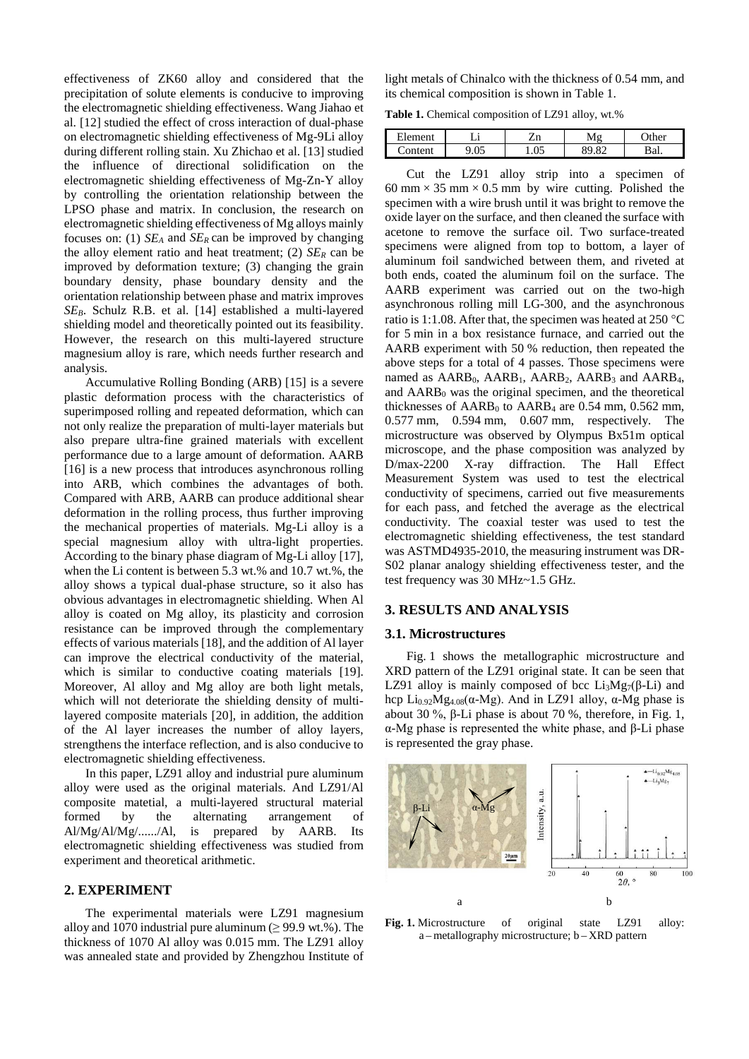effectiveness of ZK60 alloy and considered that the precipitation of solute elements is conducive to improving the electromagnetic shielding effectiveness. Wang Jiahao et al. [12] studied the effect of cross interaction of dual-phase on electromagnetic shielding effectiveness of Mg-9Li alloy during different rolling stain. Xu Zhichao et al. [13] studied the influence of directional solidification on the electromagnetic shielding effectiveness of Mg-Zn-Y alloy by controlling the orientation relationship between the LPSO phase and matrix. In conclusion, the research on electromagnetic shielding effectiveness of Mg alloys mainly focuses on: (1) $SE_A$ and $SE_R$ can be improved by changing the alloy element ratio and heat treatment; (2) $SE_R$ can be improved by deformation texture; (3) changing the grain boundary density, phase boundary density and the orientation relationship between phase and matrix improves $SE_B$. Schulz R.B. et al. [14] established a multi-layered shielding model and theoretically pointed out its feasibility. However, the research on this multi-layered structure magnesium alloy is rare, which needs further research and analysis.

Accumulative Rolling Bonding (ARB) [15] is a severe plastic deformation process with the characteristics of superimposed rolling and repeated deformation, which can not only realize the preparation of multi-layer materials but also prepare ultra-fine grained materials with excellent performance due to a large amount of deformation. AARB [16] is a new process that introduces asynchronous rolling into ARB, which combines the advantages of both. Compared with ARB, AARB can produce additional shear deformation in the rolling process, thus further improving the mechanical properties of materials. Mg-Li alloy is a special magnesium alloy with ultra-light properties. According to the binary phase diagram of Mg-Li alloy [17], when the Li content is between 5.3 wt.% and 10.7 wt.%, the alloy shows a typical dual-phase structure, so it also has obvious advantages in electromagnetic shielding. When Al alloy is coated on Mg alloy, its plasticity and corrosion resistance can be improved through the complementary effects of various materials [18], and the addition of Al layer can improve the electrical conductivity of the material, which is similar to conductive coating materials [19]. Moreover, Al alloy and Mg alloy are both light metals, which will not deteriorate the shielding density of multi-layered composite materials [20], in addition, the addition of the Al layer increases the number of alloy layers, strengthens the interface reflection, and is also conducive to electromagnetic shielding effectiveness.

In this paper, LZ91 alloy and industrial pure aluminum alloy were used as the original materials. And LZ91/Al composite matetial, a multi-layered structural material formed by the alternating arrangement of Al/Mg/Al/Mg/....../Al, is prepared by AARB. Its electromagnetic shielding effectiveness was studied from experiment and theoretical arithmetic.

## 2. EXPERIMENT

The experimental materials were LZ91 magnesium alloy and 1070 industrial pure aluminum (≥ 99.9 wt.%). The thickness of 1070 Al alloy was 0.015 mm. The LZ91 alloy was annealed state and provided by Zhengzhou Institute of light metals of Chinalco with the thickness of 0.54 mm, and its chemical composition is shown in Table 1.

**Table 1.** Chemical composition of LZ91 alloy, wt.%

| Element | Li | Zn | Mg | Other |
|---|---|---|---|---|
| Content | 9.05 | 1.05 | 89.82 | Bal. |

Cut the LZ91 alloy strip into a specimen of 60 mm × 35 mm × 0.5 mm by wire cutting. Polished the specimen with a wire brush until it was bright to remove the oxide layer on the surface, and then cleaned the surface with acetone to remove the surface oil. Two surface-treated specimens were aligned from top to bottom, a layer of aluminum foil sandwiched between them, and riveted at both ends, coated the aluminum foil on the surface. The AARB experiment was carried out on the two-high asynchronous rolling mill LG-300, and the asynchronous ratio is 1:1.08. After that, the specimen was heated at 250 °C for 5 min in a box resistance furnace, and carried out the AARB experiment with 50 % reduction, then repeated the above steps for a total of 4 passes. Those specimens were named as $AARB_0$, $AARB_1$, $AARB_2$, $AARB_3$ and $AARB_4$, and $AARB_0$ was the original specimen, and the theoretical thicknesses of $AARB_0$ to $AARB_4$ are 0.54 mm, 0.562 mm, 0.577 mm, 0.594 mm, 0.607 mm, respectively. The microstructure was observed by Olympus Bx51m optical microscope, and the phase composition was analyzed by D/max-2200 X-ray diffraction. The Hall Effect Measurement System was used to test the electrical conductivity of specimens, carried out five measurements for each pass, and fetched the average as the electrical conductivity. The coaxial tester was used to test the electromagnetic shielding effectiveness, the test standard was ASTMD4935-2010, the measuring instrument was DR-S02 planar analogy shielding effectiveness tester, and the test frequency was 30 MHz~1.5 GHz.

## 3. RESULTS AND ANALYSIS

### 3.1. Microstructures

Fig. 1 shows the metallographic microstructure and XRD pattern of the LZ91 original state. It can be seen that LZ91 alloy is mainly composed of bcc $Li_3Mg_7$(β-Li) and hcp $Li_{0.92}Mg_{4.08}$(α-Mg). And in LZ91 alloy, α-Mg phase is about 30 %, β-Li phase is about 70 %, therefore, in Fig. 1, α-Mg phase is represented the white phase, and β-Li phase is represented the gray phase.

**Fig. 1.** Microstructure of original state LZ91 alloy: a – metallography microstructure; b – XRD pattern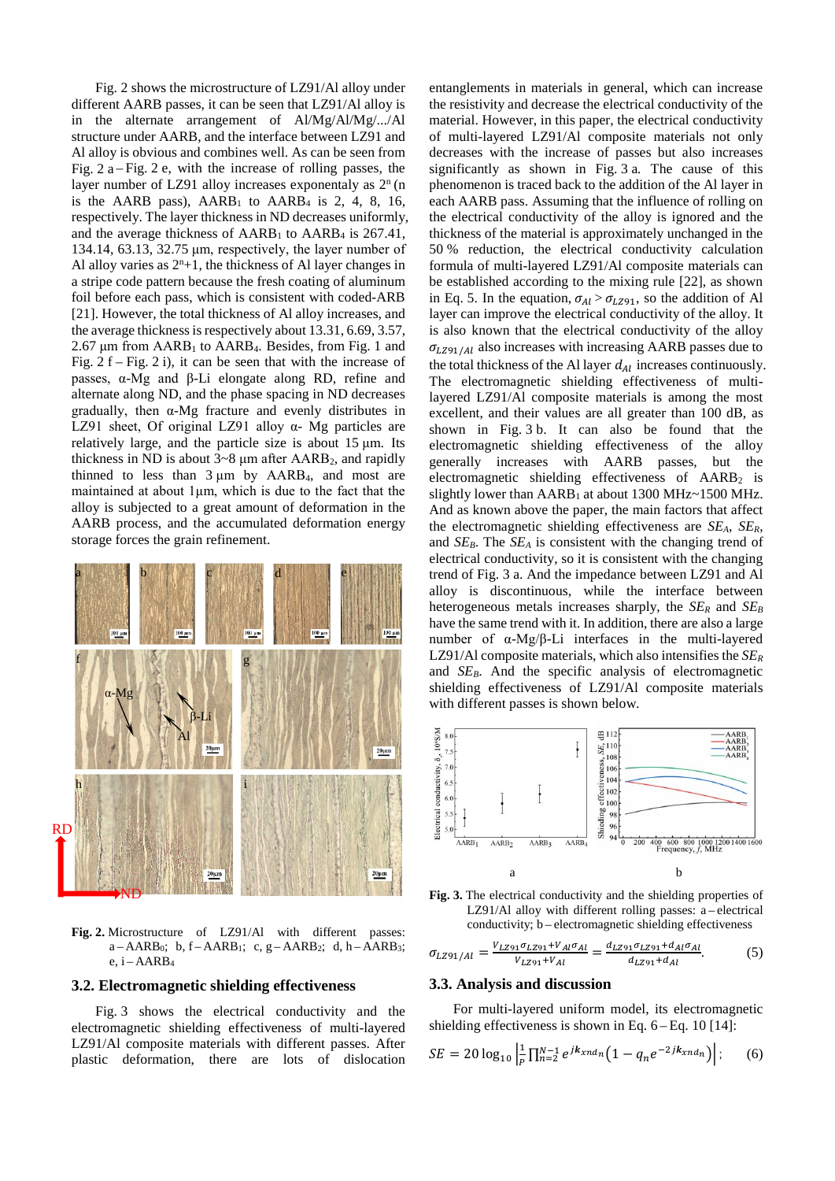Fig. 2 shows the microstructure of LZ91/Al alloy under different AARB passes, it can be seen that LZ91/Al alloy is in the alternate arrangement of Al/Mg/Al/Mg/.../Al structure under AARB, and the interface between LZ91 and Al alloy is obvious and combines well. As can be seen from Fig. 2 a – Fig. 2 e, with the increase of rolling passes, the layer number of LZ91 alloy increases exponentaly as $2^n$ (n is the AARB pass), $AARB_1$ to $AARB_4$ is 2, 4, 8, 16, respectively. The layer thickness in ND decreases uniformly, and the average thickness of $AARB_1$ to $AARB_4$ is 267.41, 134.14, 63.13, 32.75 µm, respectively, the layer number of Al alloy varies as $2^n+1$, the thickness of Al layer changes in a stripe code pattern because the fresh coating of aluminum foil before each pass, which is consistent with coded-ARB [21]. However, the total thickness of Al alloy increases, and the average thickness is respectively about 13.31, 6.69, 3.57, 2.67 µm from $AARB_1$ to $AARB_4$. Besides, from Fig. 1 and Fig. 2 f – Fig. 2 i), it can be seen that with the increase of passes, α-Mg and β-Li elongate along RD, refine and alternate along ND, and the phase spacing in ND decreases gradually, then α-Mg fracture and evenly distributes in LZ91 sheet, Of original LZ91 alloy α- Mg particles are relatively large, and the particle size is about 15 µm. Its thickness in ND is about 3~8 µm after $AARB_2$, and rapidly thinned to less than 3 µm by $AARB_4$, and most are maintained at about 1µm, which is due to the fact that the alloy is subjected to a great amount of deformation in the AARB process, and the accumulated deformation energy storage forces the grain refinement.

**Fig. 2.** Microstructure of LZ91/Al with different passes: a – $AARB_0$; b, f – $AARB_1$; c, g – $AARB_2$; d, h – $AARB_3$; e, i – $AARB_4$

### 3.2. Electromagnetic shielding effectiveness

Fig. 3 shows the electrical conductivity and the electromagnetic shielding effectiveness of multi-layered LZ91/Al composite materials with different passes. After plastic deformation, there are lots of dislocation entanglements in materials in general, which can increase the resistivity and decrease the electrical conductivity of the material. However, in this paper, the electrical conductivity of multi-layered LZ91/Al composite materials not only decreases with the increase of passes but also increases significantly as shown in Fig. 3 a. The cause of this phenomenon is traced back to the addition of the Al layer in each AARB pass. Assuming that the influence of rolling on the electrical conductivity of the alloy is ignored and the thickness of the material is approximately unchanged in the 50 % reduction, the electrical conductivity calculation formula of multi-layered LZ91/Al composite materials can be established according to the mixing rule [22], as shown in Eq. 5. In the equation, $\sigma_{Al} > \sigma_{LZ91}$, so the addition of Al layer can improve the electrical conductivity of the alloy. It is also known that the electrical conductivity of the alloy $\sigma_{LZ91/Al}$ also increases with increasing AARB passes due to the total thickness of the Al layer $d_{Al}$ increases continuously. The electromagnetic shielding effectiveness of multi-layered LZ91/Al composite materials is among the most excellent, and their values are all greater than 100 dB, as shown in Fig. 3 b. It can also be found that the electromagnetic shielding effectiveness of the alloy generally increases with AARB passes, but the electromagnetic shielding effectiveness of $AARB_2$ is slightly lower than $AARB_1$ at about 1300 MHz~1500 MHz. And as known above the paper, the main factors that affect the electromagnetic shielding effectiveness are $SE_A$, $SE_R$, and $SE_B$. The $SE_A$ is consistent with the changing trend of electrical conductivity, so it is consistent with the changing trend of Fig. 3 a. And the impedance between LZ91 and Al alloy is discontinuous, while the interface between heterogeneous metals increases sharply, the $SE_R$ and $SE_B$ have the same trend with it. In addition, there are also a large number of α-Mg/β-Li interfaces in the multi-layered LZ91/Al composite materials, which also intensifies the $SE_R$ and $SE_B$. And the specific analysis of electromagnetic shielding effectiveness of LZ91/Al composite materials with different passes is shown below.

**Fig. 3.** The electrical conductivity and the shielding properties of LZ91/Al alloy with different rolling passes: a – electrical conductivity; b – electromagnetic shielding effectiveness

$$\sigma_{LZ91/Al} = \frac{V_{LZ91}\sigma_{LZ91}+V_{Al}\sigma_{Al}}{V_{LZ91}+V_{Al}} = \frac{d_{LZ91}\sigma_{LZ91}+d_{Al}\sigma_{Al}}{d_{LZ91}+d_{Al}}. \tag{5}$$

### 3.3. Analysis and discussion

For multi-layered uniform model, its electromagnetic shielding effectiveness is shown in Eq. 6 – Eq. 10 [14]:

$$SE = 20\log_{10}\left|\frac{1}{P}\prod_{n=2}^{N-1} e^{j\boldsymbol{k}_{xn}d_n}\left(1-q_n e^{-2j\boldsymbol{k}_{xn}d_n}\right)\right|; \tag{6}$$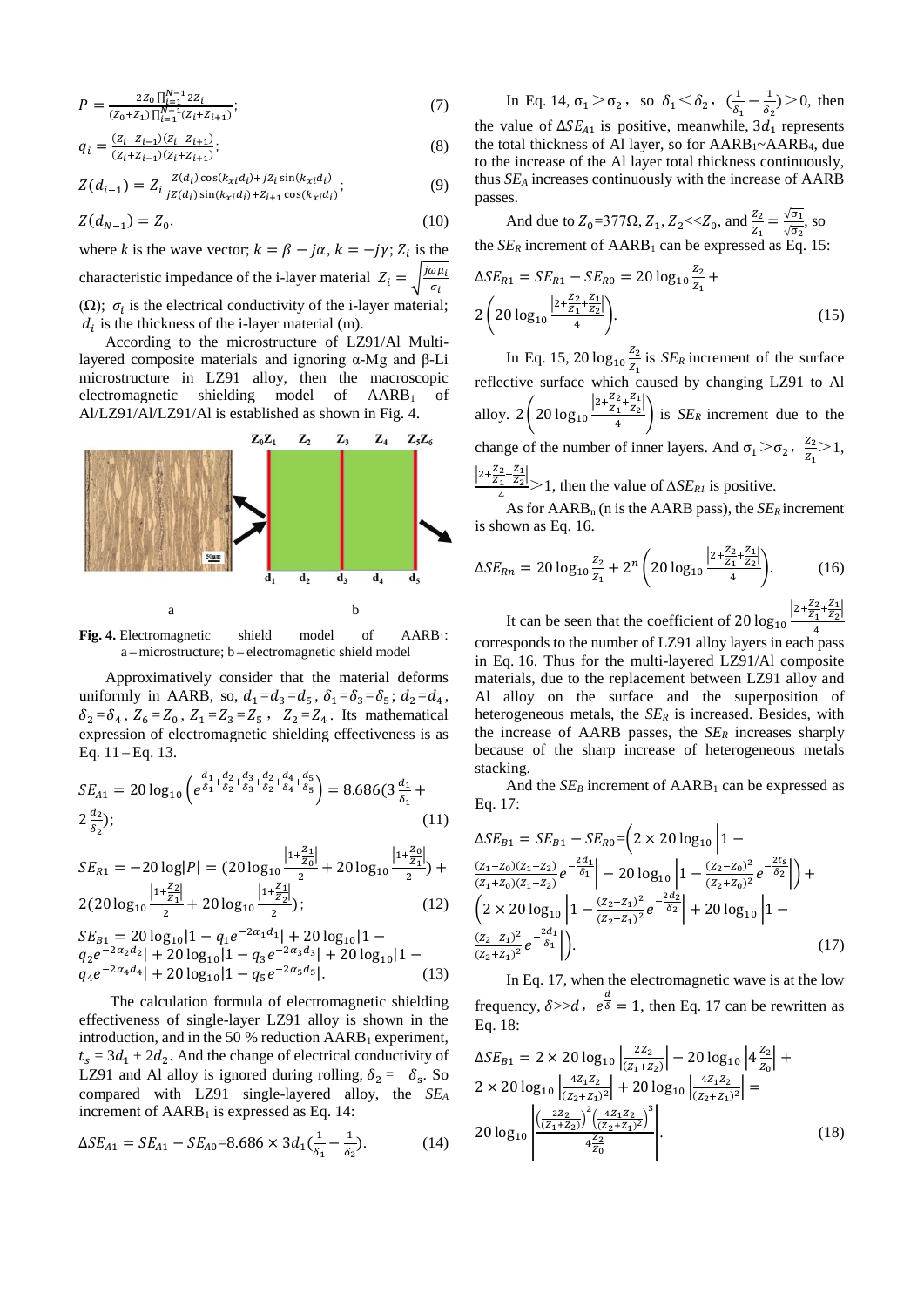$$P = \frac{2Z_0 \prod_{i=1}^{N-1} 2Z_i}{(Z_0+Z_1)\prod_{i=1}^{N-1}(Z_i+Z_{i+1})}; \tag{7}$$

$$q_i = \frac{(Z_i - Z_{i-1})(Z_i - Z_{i+1})}{(Z_i + Z_{i-1})(Z_i + Z_{i+1})}; \tag{8}$$

$$Z(d_{i-1}) = Z_i \frac{Z(d_i)\cos(k_{xi}d_i) + jZ_i \sin(k_{xi}d_i)}{jZ(d_i)\sin(k_{xi}d_i) + Z_{i+1}\cos(k_{xi}d_i)}; \tag{9}$$

$$Z(d_{N-1}) = Z_0, \tag{10}$$

where $k$ is the wave vector; $k = \beta - j\alpha$, $k = -j\gamma$; $Z_i$ is the characteristic impedance of the i-layer material $Z_i = \sqrt{\frac{j\omega\mu_i}{\sigma_i}}$ ($\Omega$); $\sigma_i$ is the electrical conductivity of the i-layer material; $d_i$ is the thickness of the i-layer material (m).

According to the microstructure of LZ91/Al Multi-layered composite materials and ignoring α-Mg and β-Li microstructure in LZ91 alloy, then the macroscopic electromagnetic shielding model of $\text{AARB}_1$ of Al/LZ91/Al/LZ91/Al is established as shown in Fig. 4.

**Fig. 4.** Electromagnetic shield model of $\text{AARB}_1$: a – microstructure; b – electromagnetic shield model

Approximatively consider that the material deforms uniformly in AARB, so, $d_1 = d_3 = d_5$, $\delta_1 = \delta_3 = \delta_5$; $d_2 = d_4$, $\delta_2 = \delta_4$, $Z_6 = Z_0$, $Z_1 = Z_3 = Z_5$, $Z_2 = Z_4$. Its mathematical expression of electromagnetic shielding effectiveness is as Eq. 11 – Eq. 13.

$$SE_{A1} = 20\log_{10}\left(e^{\frac{d_1}{\delta_1}+\frac{d_2}{\delta_2}+\frac{d_3}{\delta_3}+\frac{d_2}{\delta_2}+\frac{d_4}{\delta_4}+\frac{d_5}{\delta_5}}\right) = 8.686\left(3\frac{d_1}{\delta_1} + 2\frac{d_2}{\delta_2}\right); \tag{11}$$

$$SE_{R1} = -20\log|P| = \left(20\log_{10}\frac{\left|1+\frac{Z_1}{Z_0}\right|}{2} + 20\log_{10}\frac{\left|1+\frac{Z_0}{Z_1}\right|}{2}\right) + 2\left(20\log_{10}\frac{\left|1+\frac{Z_2}{Z_1}\right|}{2} + 20\log_{10}\frac{\left|1+\frac{Z_1}{Z_2}\right|}{2}\right); \tag{12}$$

$$SE_{B1} = 20\log_{10}\left|1 - q_1 e^{-2\alpha_1 d_1}\right| + 20\log_{10}\left|1 - q_2 e^{-2\alpha_2 d_2}\right| + 20\log_{10}\left|1 - q_3 e^{-2\alpha_3 d_3}\right| + 20\log_{10}\left|1 - q_4 e^{-2\alpha_4 d_4}\right| + 20\log_{10}\left|1 - q_5 e^{-2\alpha_5 d_5}\right|. \tag{13}$$

The calculation formula of electromagnetic shielding effectiveness of single-layer LZ91 alloy is shown in the introduction, and in the 50 % reduction $\text{AARB}_1$ experiment, $t_s = 3d_1 + 2d_2$. And the change of electrical conductivity of LZ91 and Al alloy is ignored during rolling, $\delta_2 = \delta_s$. So compared with LZ91 single-layered alloy, the $SE_A$ increment of $\text{AARB}_1$ is expressed as Eq. 14:

$$\Delta SE_{A1} = SE_{A1} - SE_{A0} = 8.686 \times 3d_1\left(\frac{1}{\delta_1} - \frac{1}{\delta_2}\right). \tag{14}$$

In Eq. 14, $\sigma_1 > \sigma_2$, so $\delta_1 < \delta_2$, $\left(\frac{1}{\delta_1} - \frac{1}{\delta_2}\right) > 0$, then the value of $\Delta SE_{A1}$ is positive, meanwhile, $3d_1$ represents the total thickness of Al layer, so for $\text{AARB}_1$~$\text{AARB}_4$, due to the increase of the Al layer total thickness continuously, thus $SE_A$ increases continuously with the increase of AARB passes.

And due to $Z_0$=377Ω, $Z_1$, $Z_2 << Z_0$, and $\frac{Z_2}{Z_1} = \frac{\sqrt{\sigma_1}}{\sqrt{\sigma_2}}$, so the $SE_R$ increment of $\text{AARB}_1$ can be expressed as Eq. 15:

$$\Delta SE_{R1} = SE_{R1} - SE_{R0} = 20\log_{10}\frac{Z_2}{Z_1} + 2\left(20\log_{10}\frac{\left|2+\frac{Z_2}{Z_1}+\frac{Z_1}{Z_2}\right|}{4}\right). \tag{15}$$

In Eq. 15, $20\log_{10}\frac{Z_2}{Z_1}$ is $SE_R$ increment of the surface reflective surface which caused by changing LZ91 to Al alloy. $2\left(20\log_{10}\frac{\left|2+\frac{Z_2}{Z_1}+\frac{Z_1}{Z_2}\right|}{4}\right)$ is $SE_R$ increment due to the change of the number of inner layers. And $\sigma_1 > \sigma_2$, $\frac{Z_2}{Z_1} > 1$, $\frac{\left|2+\frac{Z_2}{Z_1}+\frac{Z_1}{Z_2}\right|}{4} > 1$, then the value of $\Delta SE_{R1}$ is positive.

As for $\text{AARB}_n$ (n is the AARB pass), the $SE_R$ increment is shown as Eq. 16.

$$\Delta SE_{Rn} = 20\log_{10}\frac{Z_2}{Z_1} + 2^n\left(20\log_{10}\frac{\left|2+\frac{Z_2}{Z_1}+\frac{Z_1}{Z_2}\right|}{4}\right). \tag{16}$$

It can be seen that the coefficient of $20\log_{10}\frac{\left|2+\frac{Z_2}{Z_1}+\frac{Z_1}{Z_2}\right|}{4}$ corresponds to the number of LZ91 alloy layers in each pass in Eq. 16. Thus for the multi-layered LZ91/Al composite materials, due to the replacement between LZ91 alloy and Al alloy on the surface and the superposition of heterogeneous metals, the $SE_R$ is increased. Besides, with the increase of AARB passes, the $SE_R$ increases sharply because of the sharp increase of heterogeneous metals stacking.

And the $SE_B$ increment of $\text{AARB}_1$ can be expressed as Eq. 17:

$$\Delta SE_{B1} = SE_{B1} - SE_{R0} = \left(2 \times 20\log_{10}\left|1 - \frac{(Z_1-Z_0)(Z_1-Z_2)}{(Z_1+Z_0)(Z_1+Z_2)}e^{-\frac{2d_1}{\delta_1}}\right| - 20\log_{10}\left|1 - \frac{(Z_2-Z_0)^2}{(Z_2+Z_0)^2}e^{-\frac{2t_S}{\delta_2}}\right|\right) + \left(2 \times 20\log_{10}\left|1 - \frac{(Z_2-Z_1)^2}{(Z_2+Z_1)^2}e^{-\frac{2d_2}{\delta_2}}\right| + 20\log_{10}\left|1 - \frac{(Z_2-Z_1)^2}{(Z_2+Z_1)^2}e^{-\frac{2d_1}{\delta_1}}\right|\right). \tag{17}$$

In Eq. 17, when the electromagnetic wave is at the low frequency, $\delta >> d$, $e^{\frac{d}{\delta}} = 1$, then Eq. 17 can be rewritten as Eq. 18:

$$\Delta SE_{B1} = 2 \times 20\log_{10}\left|\frac{2Z_2}{(Z_1+Z_2)}\right| - 20\log_{10}\left|4\frac{Z_2}{Z_0}\right| + 2 \times 20\log_{10}\left|\frac{4Z_1Z_2}{(Z_2+Z_1)^2}\right| + 20\log_{10}\left|\frac{4Z_1Z_2}{(Z_2+Z_1)^2}\right| = 20\log_{10}\left|\frac{\left(\frac{2Z_2}{(Z_1+Z_2)}\right)^2\left(\frac{4Z_1Z_2}{(Z_2+Z_1)^2}\right)^3}{4\frac{Z_2}{Z_0}}\right|. \tag{18}$$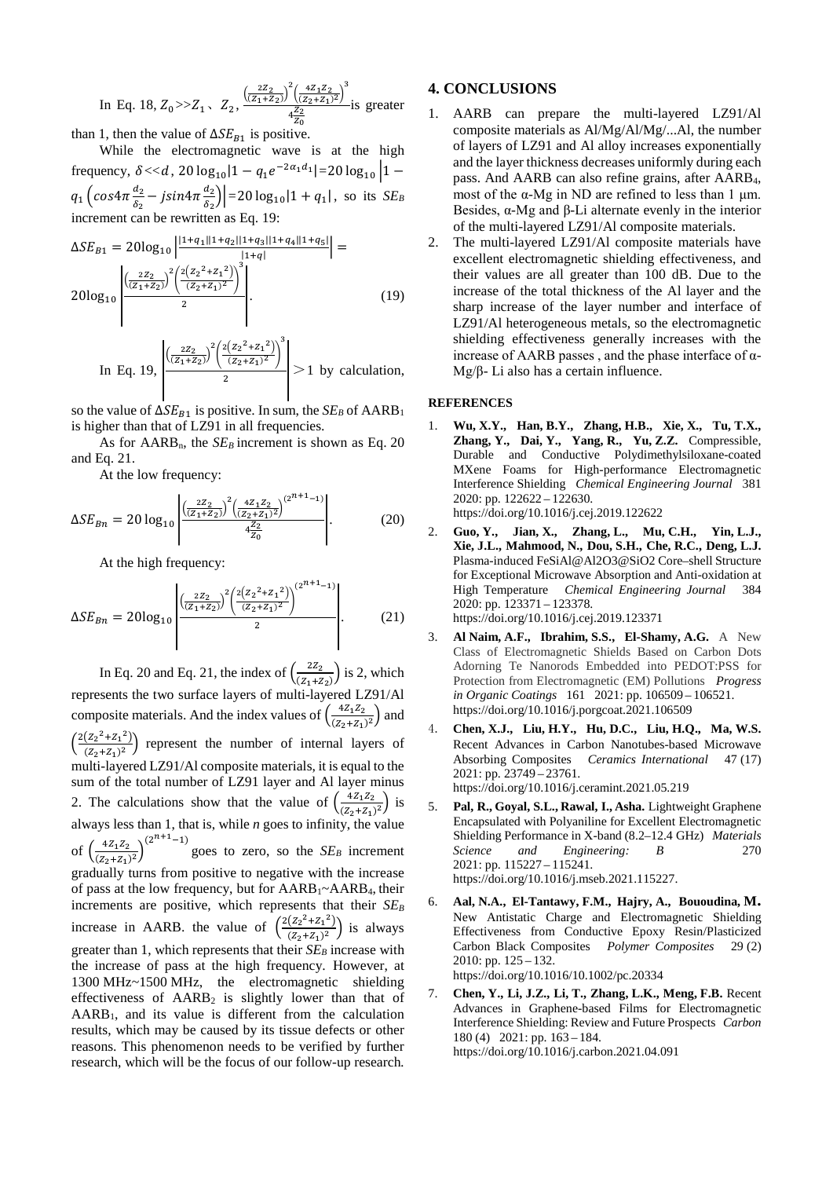In Eq. 18, $Z_0 >> Z_1$、$Z_2$, $\frac{\left(\frac{2Z_2}{(Z_1+Z_2)}\right)^2\left(\frac{4Z_1Z_2}{(Z_2+Z_1)^2}\right)^3}{4\frac{Z_2}{Z_0}}$ is greater than 1, then the value of $\Delta SE_{B1}$ is positive.

While the electromagnetic wave is at the high frequency, $\delta << d$, $20\log_{10}|1-q_1e^{-2\alpha_1 d_1}| = 20\log_{10}\left|1-q_1\left(cos4\pi\frac{d_2}{\delta_2} - jsin4\pi\frac{d_2}{\delta_2}\right)\right| = 20\log_{10}|1+q_1|$, so its $SE_B$ increment can be rewritten as Eq. 19:

$$\Delta SE_{B1} = 20\log_{10}\left|\frac{|1+q_1||1+q_2||1+q_3||1+q_4||1+q_5|}{|1+q|}\right| = 20\log_{10}\left|\frac{\left(\frac{2Z_2}{(Z_1+Z_2)}\right)^2\left(\frac{2\left(Z_2{}^2+Z_1{}^2\right)}{(Z_2+Z_1)^2}\right)^3}{2}\right|. \quad (19)$$

In Eq. 19, $\left|\frac{\left(\frac{2Z_2}{(Z_1+Z_2)}\right)^2\left(\frac{2\left(Z_2{}^2+Z_1{}^2\right)}{(Z_2+Z_1)^2}\right)^3}{2}\right| > 1$ by calculation, so the value of $\Delta SE_{B1}$ is positive. In sum, the $SE_B$ of $AARB_1$ is higher than that of LZ91 in all frequencies.

As for $AARB_n$, the $SE_B$ increment is shown as Eq. 20 and Eq. 21.

At the low frequency:

$$\Delta SE_{Bn} = 20\log_{10}\left|\frac{\left(\frac{2Z_2}{(Z_1+Z_2)}\right)^2\left(\frac{4Z_1Z_2}{(Z_2+Z_1)^2}\right)^{(2^{n+1}-1)}}{4\frac{Z_2}{Z_0}}\right|. \quad (20)$$

At the high frequency:

$$\Delta SE_{Bn} = 20\log_{10}\left|\frac{\left(\frac{2Z_2}{(Z_1+Z_2)}\right)^2\left(\frac{2\left(Z_2{}^2+Z_1{}^2\right)}{(Z_2+Z_1)^2}\right)^{(2^{n+1}-1)}}{2}\right|. \quad (21)$$

In Eq. 20 and Eq. 21, the index of $\left(\frac{2Z_2}{(Z_1+Z_2)}\right)$ is 2, which represents the two surface layers of multi-layered LZ91/Al composite materials. And the index values of $\left(\frac{4Z_1Z_2}{(Z_2+Z_1)^2}\right)$ and $\left(\frac{2\left(Z_2{}^2+Z_1{}^2\right)}{(Z_2+Z_1)^2}\right)$ represent the number of internal layers of multi-layered LZ91/Al composite materials, it is equal to the sum of the total number of LZ91 layer and Al layer minus 2. The calculations show that the value of $\left(\frac{4Z_1Z_2}{(Z_2+Z_1)^2}\right)$ is always less than 1, that is, while *n* goes to infinity, the value of $\left(\frac{4Z_1Z_2}{(Z_2+Z_1)^2}\right)^{(2^{n+1}-1)}$ goes to zero, so the $SE_B$ increment gradually turns from positive to negative with the increase of pass at the low frequency, but for $AARB_1$~$AARB_4$, their increments are positive, which represents that their $SE_B$ increase in AARB. the value of $\left(\frac{2\left(Z_2{}^2+Z_1{}^2\right)}{(Z_2+Z_1)^2}\right)$ is always greater than 1, which represents that their $SE_B$ increase with the increase of pass at the high frequency. However, at 1300 MHz~1500 MHz, the electromagnetic shielding effectiveness of $AARB_2$ is slightly lower than that of $AARB_1$, and its value is different from the calculation results, which may be caused by its tissue defects or other reasons. This phenomenon needs to be verified by further research, which will be the focus of our follow-up research.

## 4. CONCLUSIONS

1. AARB can prepare the multi-layered LZ91/Al composite materials as Al/Mg/Al/Mg/...Al, the number of layers of LZ91 and Al alloy increases exponentially and the layer thickness decreases uniformly during each pass. And AARB can also refine grains, after $AARB_4$, most of the α-Mg in ND are refined to less than 1 μm. Besides, α-Mg and β-Li alternate evenly in the interior of the multi-layered LZ91/Al composite materials.
2. The multi-layered LZ91/Al composite materials have excellent electromagnetic shielding effectiveness, and their values are all greater than 100 dB. Due to the increase of the total thickness of the Al layer and the sharp increase of the layer number and interface of LZ91/Al heterogeneous metals, so the electromagnetic shielding effectiveness generally increases with the increase of AARB passes , and the phase interface of α-Mg/β- Li also has a certain influence.

### REFERENCES

1. **Wu, X.Y., Han, B.Y., Zhang, H.B., Xie, X., Tu, T.X., Zhang, Y., Dai, Y., Yang, R., Yu, Z.Z.** Compressible, Durable and Conductive Polydimethylsiloxane-coated MXene Foams for High-performance Electromagnetic Interference Shielding *Chemical Engineering Journal* 381 2020: pp. 122622 – 122630. https://doi.org/10.1016/j.cej.2019.122622
2. **Guo, Y., Jian, X., Zhang, L., Mu, C.H., Yin, L.J., Xie, J.L., Mahmood, N., Dou, S.H., Che, R.C., Deng, L.J.** Plasma-induced FeSiAl@Al2O3@SiO2 Core–shell Structure for Exceptional Microwave Absorption and Anti-oxidation at High Temperature *Chemical Engineering Journal* 384 2020: pp. 123371 – 123378. https://doi.org/10.1016/j.cej.2019.123371
3. **Al Naim, A.F., Ibrahim, S.S., El-Shamy, A.G.** A New Class of Electromagnetic Shields Based on Carbon Dots Adorning Te Nanorods Embedded into PEDOT:PSS for Protection from Electromagnetic (EM) Pollutions *Progress in Organic Coatings* 161 2021: pp. 106509 – 106521. https://doi.org/10.1016/j.porgcoat.2021.106509
4. **Chen, X.J., Liu, H.Y., Hu, D.C., Liu, H.Q., Ma, W.S.** Recent Advances in Carbon Nanotubes-based Microwave Absorbing Composites *Ceramics International* 47 (17) 2021: pp. 23749 – 23761. https://doi.org/10.1016/j.ceramint.2021.05.219
5. **Pal, R., Goyal, S.L., Rawal, I., Asha.** Lightweight Graphene Encapsulated with Polyaniline for Excellent Electromagnetic Shielding Performance in X-band (8.2–12.4 GHz) *Materials Science and Engineering: B* 270 2021: pp. 115227 – 115241. https://doi.org/10.1016/j.mseb.2021.115227.
6. **Aal, N.A., El-Tantawy, F.M., Hajry, A., Bououdina, M.** New Antistatic Charge and Electromagnetic Shielding Effectiveness from Conductive Epoxy Resin/Plasticized Carbon Black Composites *Polymer Composites* 29 (2) 2010: pp. 125 – 132. https://doi.org/10.1016/10.1002/pc.20334
7. **Chen, Y., Li, J.Z., Li, T., Zhang, L.K., Meng, F.B.** Recent Advances in Graphene-based Films for Electromagnetic Interference Shielding: Review and Future Prospects *Carbon* 180 (4) 2021: pp. 163 – 184. https://doi.org/10.1016/j.carbon.2021.04.091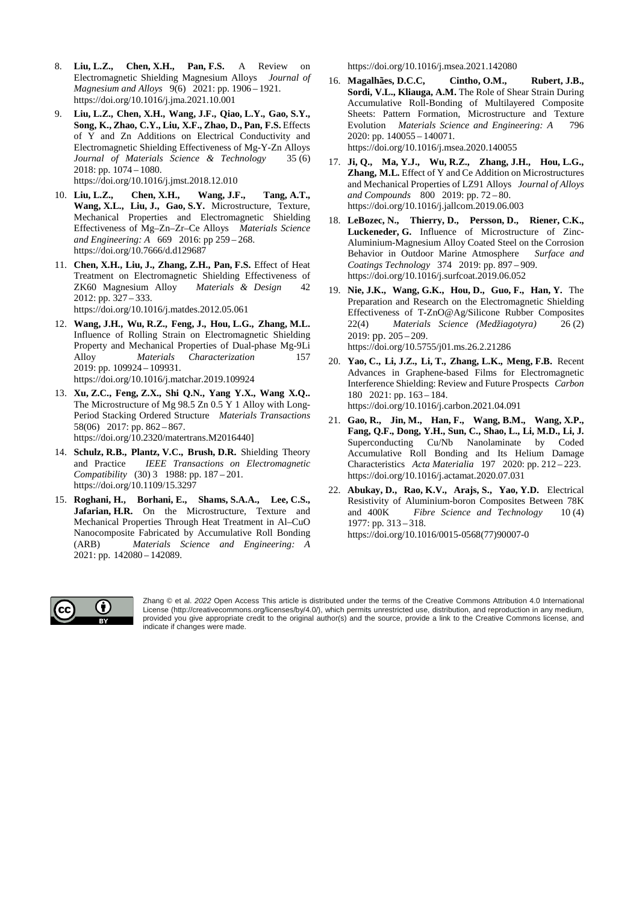8. **Liu, L.Z., Chen, X.H., Pan, F.S.** A Review on Electromagnetic Shielding Magnesium Alloys *Journal of Magnesium and Alloys* 9(6) 2021: pp. 1906 – 1921. https://doi.org/10.1016/j.jma.2021.10.001

9. **Liu, L.Z., Chen, X.H., Wang, J.F., Qiao, L.Y., Gao, S.Y., Song, K., Zhao, C.Y., Liu, X.F., Zhao, D., Pan, F.S.** Effects of Y and Zn Additions on Electrical Conductivity and Electromagnetic Shielding Effectiveness of Mg-Y-Zn Alloys *Journal of Materials Science & Technology* 35 (6) 2018: pp. 1074 – 1080. https://doi.org/10.1016/j.jmst.2018.12.010

10. **Liu, L.Z., Chen, X.H., Wang, J.F., Tang, A.T., Wang, X.L., Liu, J., Gao, S.Y.** Microstructure, Texture, Mechanical Properties and Electromagnetic Shielding Effectiveness of Mg–Zn–Zr–Ce Alloys *Materials Science and Engineering: A* 669 2016: pp 259 – 268. https://doi.org/10.7666/d.d129687

11. **Chen, X.H., Liu, J., Zhang, Z.H., Pan, F.S.** Effect of Heat Treatment on Electromagnetic Shielding Effectiveness of ZK60 Magnesium Alloy *Materials & Design* 42 2012: pp. 327 – 333. https://doi.org/10.1016/j.matdes.2012.05.061

12. **Wang, J.H., Wu, R.Z., Feng, J., Hou, L.G., Zhang, M.L.** Influence of Rolling Strain on Electromagnetic Shielding Property and Mechanical Properties of Dual-phase Mg-9Li Alloy *Materials Characterization* 157 2019: pp. 109924 – 109931. https://doi.org/10.1016/j.matchar.2019.109924

13. **Xu, Z.C., Feng, Z.X., Shi Q.N., Yang Y.X., Wang X.Q..** The Microstructure of Mg 98.5 Zn 0.5 Y 1 Alloy with Long-Period Stacking Ordered Structure *Materials Transactions* 58(06) 2017: pp. 862 – 867. https://doi.org/10.2320/matertrans.M2016440]

14. **Schulz, R.B., Plantz, V.C., Brush, D.R.** Shielding Theory and Practice *IEEE Transactions on Electromagnetic Compatibility* (30) 3 1988: pp. 187 – 201. https://doi.org/10.1109/15.3297

15. **Roghani, H., Borhani, E., Shams, S.A.A., Lee, C.S., Jafarian, H.R.** On the Microstructure, Texture and Mechanical Properties Through Heat Treatment in Al–CuO Nanocomposite Fabricated by Accumulative Roll Bonding (ARB) *Materials Science and Engineering: A* 2021: pp. 142080 – 142089. https://doi.org/10.1016/j.msea.2021.142080

16. **Magalhães, D.C.C, Cintho, O.M., Rubert, J.B., Sordi, V.L., Kliauga, A.M.** The Role of Shear Strain During Accumulative Roll-Bonding of Multilayered Composite Sheets: Pattern Formation, Microstructure and Texture Evolution *Materials Science and Engineering: A* 796 2020: pp. 140055 – 140071. https://doi.org/10.1016/j.msea.2020.140055

17. **Ji, Q., Ma, Y.J., Wu, R.Z., Zhang, J.H., Hou, L.G., Zhang, M.L.** Effect of Y and Ce Addition on Microstructures and Mechanical Properties of LZ91 Alloys *Journal of Alloys and Compounds* 800 2019: pp. 72 – 80. https://doi.org/10.1016/j.jallcom.2019.06.003

18. **LeBozec, N., Thierry, D., Persson, D., Riener, C.K., Luckeneder, G.** Influence of Microstructure of Zinc-Aluminium-Magnesium Alloy Coated Steel on the Corrosion Behavior in Outdoor Marine Atmosphere *Surface and Coatings Technology* 374 2019: pp. 897 – 909. https://doi.org/10.1016/j.surfcoat.2019.06.052

19. **Nie, J.K., Wang, G.K., Hou, D., Guo, F., Han, Y.** The Preparation and Research on the Electromagnetic Shielding Effectiveness of T-ZnO@Ag/Silicone Rubber Composites 22(4) *Materials Science (Medžiagotyra)* 26 (2) 2019: pp. 205 – 209. https://doi.org/10.5755/j01.ms.26.2.21286

20. **Yao, C., Li, J.Z., Li, T., Zhang, L.K., Meng, F.B.** Recent Advances in Graphene-based Films for Electromagnetic Interference Shielding: Review and Future Prospects *Carbon* 180 2021: pp. 163 – 184. https://doi.org/10.1016/j.carbon.2021.04.091

21. **Gao, R., Jin, M., Han, F., Wang, B.M., Wang, X.P., Fang, Q.F., Dong, Y.H., Sun, C., Shao, L., Li, M.D., Li, J.** Superconducting Cu/Nb Nanolaminate by Coded Accumulative Roll Bonding and Its Helium Damage Characteristics *Acta Materialia* 197 2020: pp. 212 – 223. https://doi.org/10.1016/j.actamat.2020.07.031

22. **Abukay, D., Rao, K.V., Arajs, S., Yao, Y.D.** Electrical Resistivity of Aluminium-boron Composites Between 78K and 400K *Fibre Science and Technology* 10 (4) 1977: pp. 313 – 318. https://doi.org/10.1016/0015-0568(77)90007-0

Zhang © et al. *2022* Open Access This article is distributed under the terms of the Creative Commons Attribution 4.0 International License (http://creativecommons.org/licenses/by/4.0/), which permits unrestricted use, distribution, and reproduction in any medium, provided you give appropriate credit to the original author(s) and the source, provide a link to the Creative Commons license, and indicate if changes were made.